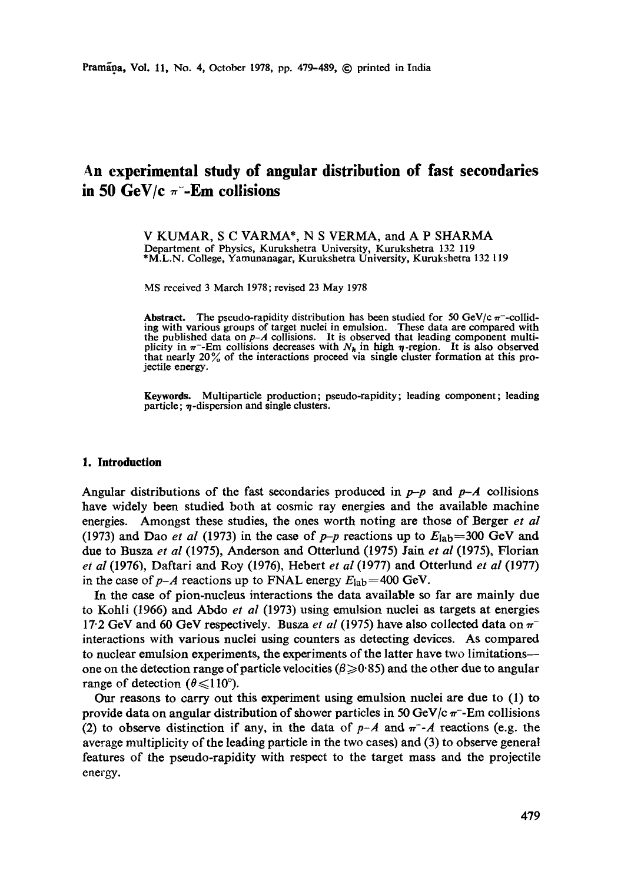# An experimental study of angular distribution of fast secondaries in 50 GeV/c $\pi^-$-Em collisions

V KUMAR, S C VARMA*, N S VERMA, and A P SHARMA

Department of Physics, Kurukshetra University, Kurukshetra 132 119

*M.L.N. College, Yamunanagar, Kurukshetra University, Kurukshetra 132 119

MS received 3 March 1978; revised 23 May 1978

**Abstract.** The pseudo-rapidity distribution has been studied for 50 GeV/c $\pi^-$-colliding with various groups of target nuclei in emulsion. These data are compared with the published data on $p$–$A$ collisions. It is observed that leading component multiplicity in $\pi^-$-Em collisions decreases with $N_h$ in high $\eta$-region. It is also observed that nearly 20% of the interactions proceed via single cluster formation at this projectile energy.

**Keywords.** Multiparticle production; pseudo-rapidity; leading component; leading particle; $\eta$-dispersion and single clusters.

## 1. Introduction

Angular distributions of the fast secondaries produced in $p$–$p$ and $p$–$A$ collisions have widely been studied both at cosmic ray energies and the available machine energies. Amongst these studies, the ones worth noting are those of Berger *et al* (1973) and Dao *et al* (1973) in the case of $p$–$p$ reactions up to $E_{\mathrm{lab}}=300$ GeV and due to Busza *et al* (1975), Anderson and Otterlund (1975) Jain *et al* (1975), Florian *et al* (1976), Daftari and Roy (1976), Hebert *et al* (1977) and Otterlund *et al* (1977) in the case of $p$–$A$ reactions up to FNAL energy $E_{\mathrm{lab}}=400$ GeV.

In the case of pion-nucleus interactions the data available so far are mainly due to Kohli (1966) and Abdo *et al* (1973) using emulsion nuclei as targets at energies 17·2 GeV and 60 GeV respectively. Busza *et al* (1975) have also collected data on $\pi^-$ interactions with various nuclei using counters as detecting devices. As compared to nuclear emulsion experiments, the experiments of the latter have two limitations—one on the detection range of particle velocities ($\beta \geqslant 0{\cdot}85$) and the other due to angular range of detection ($\theta \leqslant 110°$).

Our reasons to carry out this experiment using emulsion nuclei are due to (1) to provide data on angular distribution of shower particles in 50 GeV/c $\pi^-$-Em collisions (2) to observe distinction if any, in the data of $p$–$A$ and $\pi^-$–$A$ reactions (e.g. the average multiplicity of the leading particle in the two cases) and (3) to observe general features of the pseudo-rapidity with respect to the target mass and the projectile energy.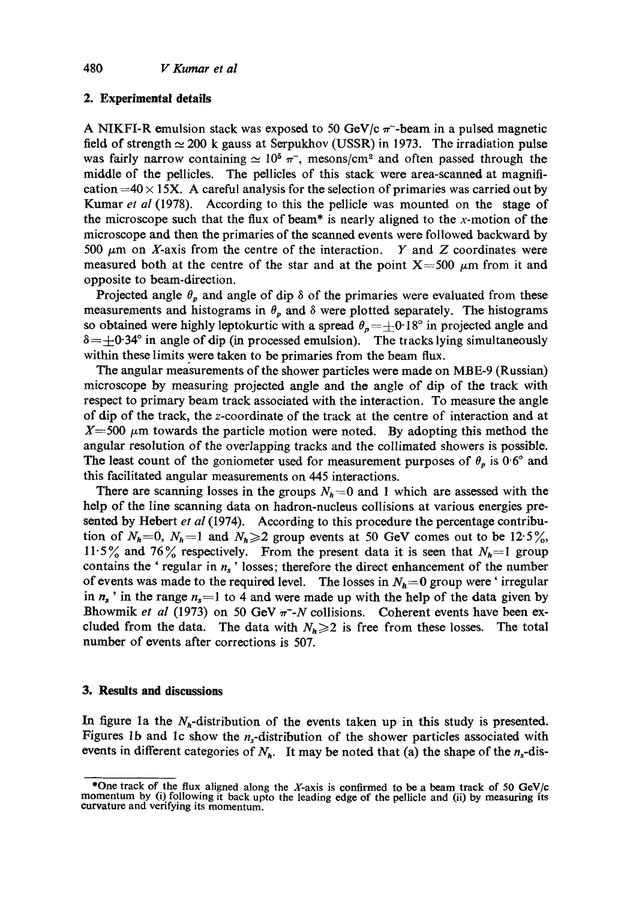## 2. Experimental details

A NIKFI-R emulsion stack was exposed to 50 GeV/c $\pi^-$-beam in a pulsed magnetic field of strength $\simeq 200$ k gauss at Serpukhov (USSR) in 1973. The irradiation pulse was fairly narrow containing $\simeq 10^5$ $\pi^-$, mesons/cm$^2$ and often passed through the middle of the pellicles. The pellicles of this stack were area-scanned at magnification $=40 \times 15$X. A careful analysis for the selection of primaries was carried out by Kumar *et al* (1978). According to this the pellicle was mounted on the stage of the microscope such that the flux of beam* is nearly aligned to the $x$-motion of the microscope and then the primaries of the scanned events were followed backward by 500 $\mu$m on $X$-axis from the centre of the interaction. $Y$ and $Z$ coordinates were measured both at the centre of the star and at the point $X=500$ $\mu$m from it and opposite to beam-direction.

Projected angle $\theta_p$ and angle of dip $\delta$ of the primaries were evaluated from these measurements and histograms in $\theta_p$ and $\delta$ were plotted separately. The histograms so obtained were highly leptokurtic with a spread $\theta_p = \pm 0{\cdot}18°$ in projected angle and $\delta = \pm 0{\cdot}34°$ in angle of dip (in processed emulsion). The tracks lying simultaneously within these limits were taken to be primaries from the beam flux.

The angular measurements of the shower particles were made on MBE-9 (Russian) microscope by measuring projected angle and the angle of dip of the track with respect to primary beam track associated with the interaction. To measure the angle of dip of the track, the $z$-coordinate of the track at the centre of interaction and at $X=500$ $\mu$m towards the particle motion were noted. By adopting this method the angular resolution of the overlapping tracks and the collimated showers is possible. The least count of the goniometer used for measurement purposes of $\theta_p$ is 0·6° and this facilitated angular measurements on 445 interactions.

There are scanning losses in the groups $N_h=0$ and 1 which are assessed with the help of the line scanning data on hadron-nucleus collisions at various energies presented by Hebert *et al* (1974). According to this procedure the percentage contribution of $N_h=0$, $N_h=1$ and $N_h \geqslant 2$ group events at 50 GeV comes out to be 12·5%, 11·5% and 76% respectively. From the present data it is seen that $N_h=1$ group contains the ' regular in $n_s$ ' losses; therefore the direct enhancement of the number of events was made to the required level. The losses in $N_h=0$ group were ' irregular in $n_s$ ' in the range $n_s=1$ to 4 and were made up with the help of the data given by Bhowmik *et al* (1973) on 50 GeV $\pi^-$-$N$ collisions. Coherent events have been excluded from the data. The data with $N_h \geqslant 2$ is free from these losses. The total number of events after corrections is 507.

## 3. Results and discussions

In figure 1a the $N_h$-distribution of the events taken up in this study is presented. Figures 1b and 1c show the $n_s$-distribution of the shower particles associated with events in different categories of $N_h$. It may be noted that (a) the shape of the $n_s$-dis-

---

*One track of the flux aligned along the $X$-axis is confirmed to be a beam track of 50 GeV/c momentum by (i) following it back upto the leading edge of the pellicle and (ii) by measuring its curvature and verifying its momentum.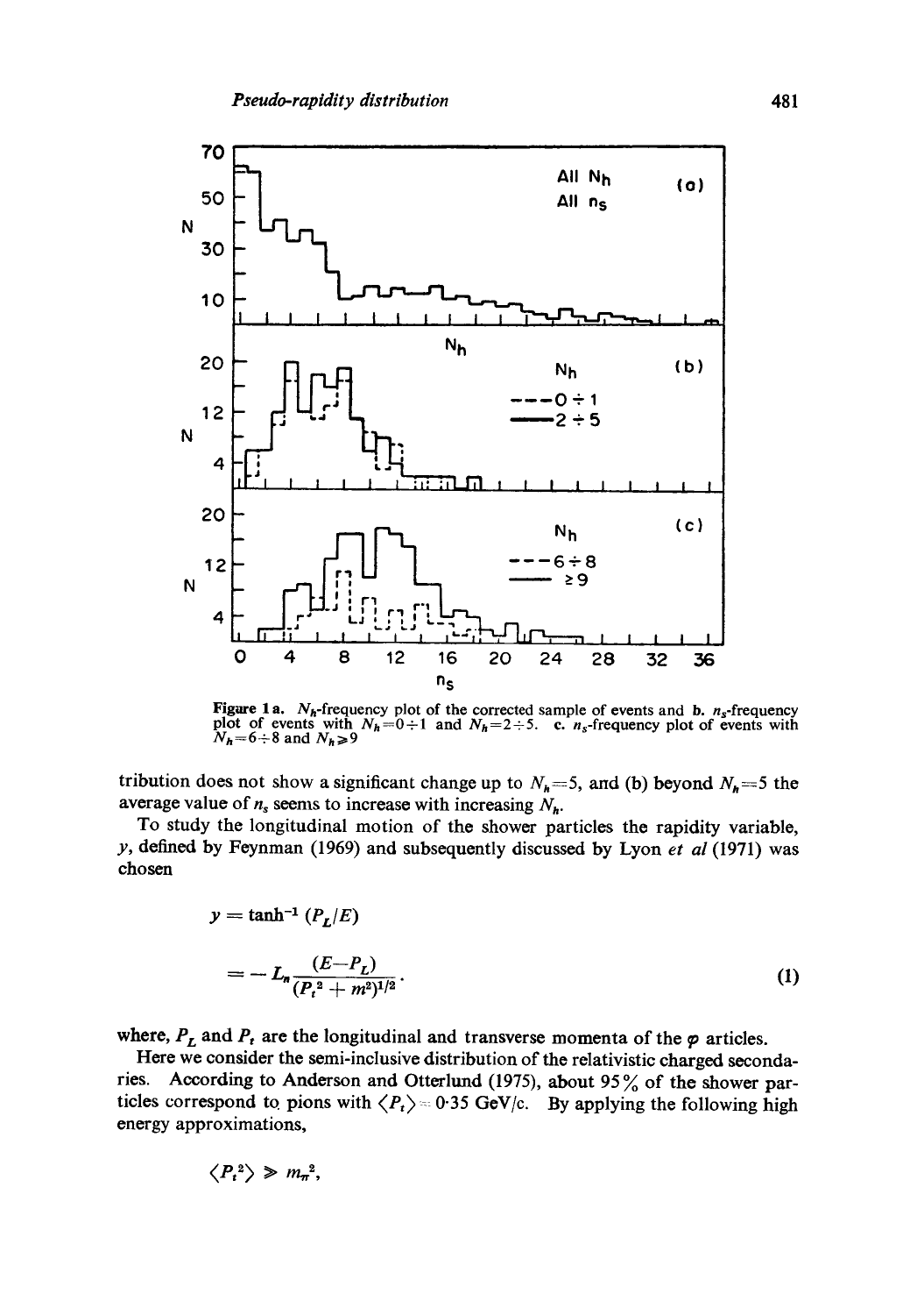Figure 1a. $N_h$-frequency plot of the corrected sample of events and b. $n_s$-frequency plot of events with $N_h$=0÷1 and $N_h$=2÷5. c. $n_s$-frequency plot of events with $N_h$=6÷8 and $N_h \geqslant 9$

tribution does not show a significant change up to $N_h$=5, and (b) beyond $N_h$=5 the average value of $n_s$ seems to increase with increasing $N_h$.

To study the longitudinal motion of the shower particles the rapidity variable, $y$, defined by Feynman (1969) and subsequently discussed by Lyon *et al* (1971) was chosen

$$y = \tanh^{-1} (P_L/E)$$

$$= - L_n \frac{(E - P_L)}{(P_t^2 + m^2)^{1/2}}. \tag{1}$$

where, $P_L$ and $P_t$ are the longitudinal and transverse momenta of the $\varphi$ articles.

Here we consider the semi-inclusive distribution of the relativistic charged secondaries. According to Anderson and Otterlund (1975), about 95% of the shower particles correspond to pions with $\langle P_t \rangle = 0.35$ GeV/c. By applying the following high energy approximations,

$$\langle P_t^2 \rangle \gg m_\pi^2,$$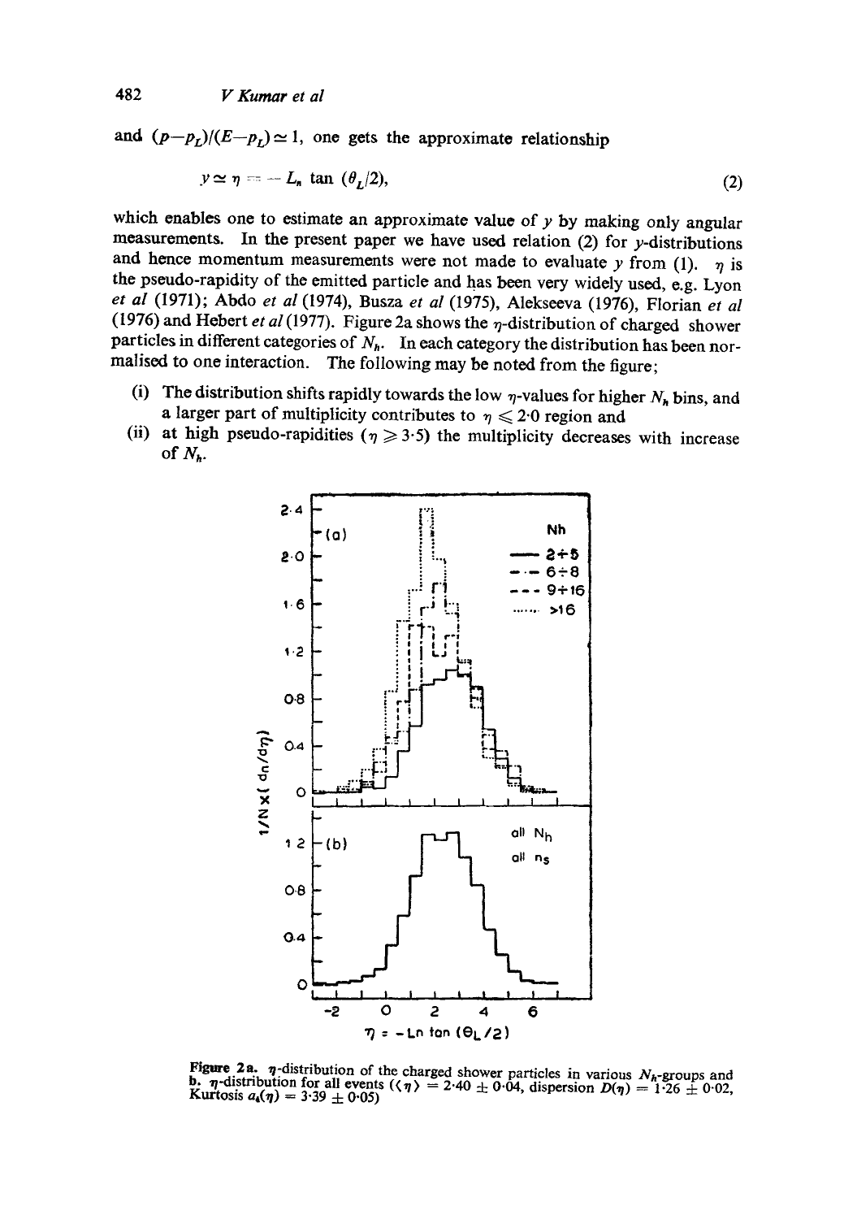and $(p-p_L)/(E-p_L) \simeq 1$, one gets the approximate relationship

$$y \simeq \eta = -L_n \tan(\theta_L/2), \tag{2}$$

which enables one to estimate an approximate value of $y$ by making only angular measurements. In the present paper we have used relation (2) for $y$-distributions and hence momentum measurements were not made to evaluate $y$ from (1). $\eta$ is the pseudo-rapidity of the emitted particle and has been very widely used, e.g. Lyon *et al* (1971); Abdo *et al* (1974), Busza *et al* (1975), Alekseeva (1976), Florian *et al* (1976) and Hebert *et al* (1977). Figure 2a shows the $\eta$-distribution of charged shower particles in different categories of $N_h$. In each category the distribution has been normalised to one interaction. The following may be noted from the figure;

(i) The distribution shifts rapidly towards the low $\eta$-values for higher $N_h$ bins, and a larger part of multiplicity contributes to $\eta \leqslant 2{\cdot}0$ region and

(ii) at high pseudo-rapidities ($\eta \geqslant 3{\cdot}5$) the multiplicity decreases with increase of $N_h$.

**Figure 2a.** $\eta$-distribution of the charged shower particles in various $N_h$-groups and **b.** $\eta$-distribution for all events ($\langle \eta \rangle = 2{\cdot}40 \pm 0{\cdot}04$, dispersion $D(\eta) = 1{\cdot}26 \pm 0{\cdot}02$, Kurtosis $a_4(\eta) = 3{\cdot}39 \pm 0{\cdot}05$)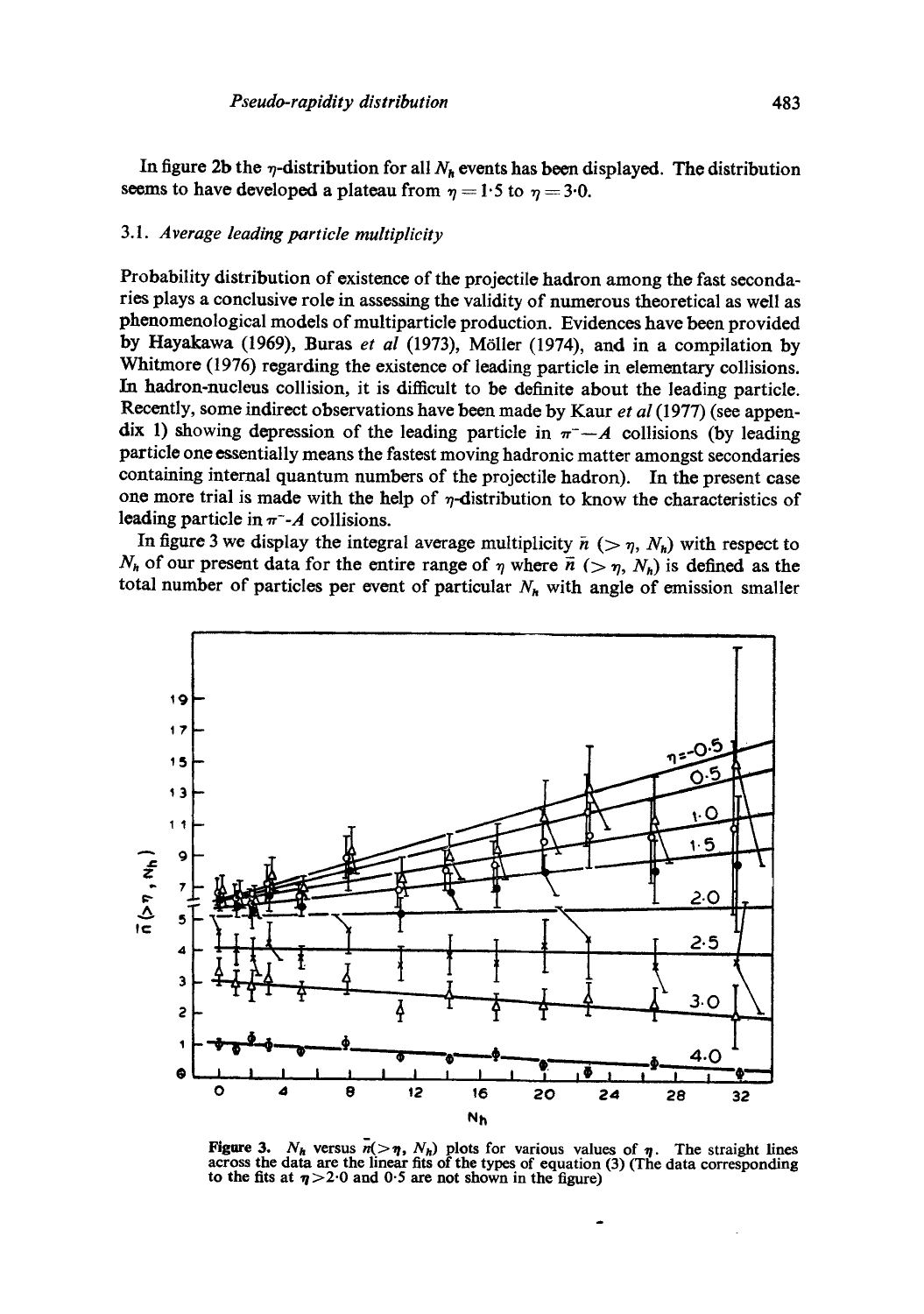In figure 2b the $\eta$-distribution for all $N_h$ events has been displayed. The distribution seems to have developed a plateau from $\eta = 1 \cdot 5$ to $\eta = 3 \cdot 0$.

### 3.1. *Average leading particle multiplicity*

Probability distribution of existence of the projectile hadron among the fast secondaries plays a conclusive role in assessing the validity of numerous theoretical as well as phenomenological models of multiparticle production. Evidences have been provided by Hayakawa (1969), Buras *et al* (1973), Möller (1974), and in a compilation by Whitmore (1976) regarding the existence of leading particle in elementary collisions. In hadron-nucleus collision, it is difficult to be definite about the leading particle. Recently, some indirect observations have been made by Kaur *et al* (1977) (see appendix 1) showing depression of the leading particle in $\pi^- - A$ collisions (by leading particle one essentially means the fastest moving hadronic matter amongst secondaries containing internal quantum numbers of the projectile hadron). In the present case one more trial is made with the help of $\eta$-distribution to know the characteristics of leading particle in $\pi^-$-$A$ collisions.

In figure 3 we display the integral average multiplicity $\bar{n}$ ($> \eta$, $N_h$) with respect to $N_h$ of our present data for the entire range of $\eta$ where $\bar{n}$ ($> \eta$, $N_h$) is defined as the total number of particles per event of particular $N_h$ with angle of emission smaller

**Figure 3.** $N_h$ versus $\bar{n}(>\eta, N_h)$ plots for various values of $\eta$. The straight lines across the data are the linear fits of the types of equation (3) (The data corresponding to the fits at $\eta > 2 \cdot 0$ and $0 \cdot 5$ are not shown in the figure)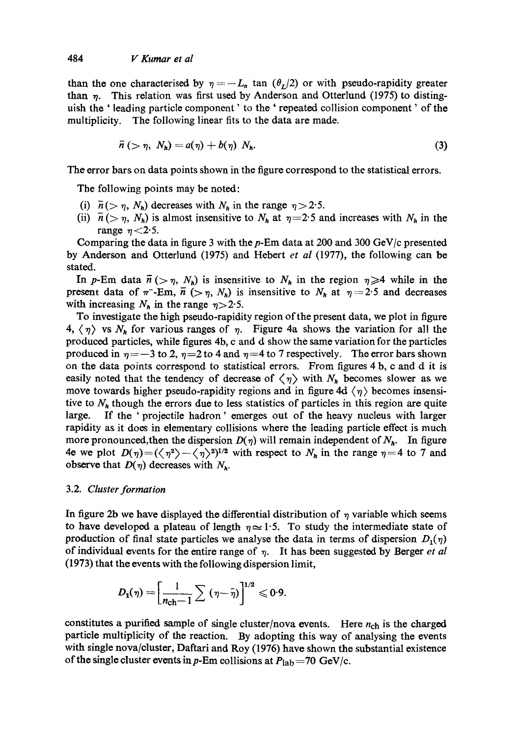than the one characterised by $\eta = -L_n \tan(\theta_L/2)$ or with pseudo-rapidity greater than $\eta$. This relation was first used by Anderson and Otterlund (1975) to distinguish the 'leading particle component' to the 'repeated collision component' of the multiplicity. The following linear fits to the data are made.

$$\bar{n}(>\eta, N_h) = a(\eta) + b(\eta)\, N_h. \tag{3}$$

The error bars on data points shown in the figure correspond to the statistical errors.

The following points may be noted:

(i) $\bar{n}(>\eta, N_h)$ decreases with $N_h$ in the range $\eta > 2{\cdot}5$.

(ii) $\bar{n}(>\eta, N_h)$ is almost insensitive to $N_h$ at $\eta = 2{\cdot}5$ and increases with $N_h$ in the range $\eta < 2{\cdot}5$.

Comparing the data in figure 3 with the $p$-Em data at 200 and 300 GeV/c presented by Anderson and Otterlund (1975) and Hebert *et al* (1977), the following can be stated.

In $p$-Em data $\bar{n}(>\eta, N_h)$ is insensitive to $N_h$ in the region $\eta \geqslant 4$ while in the present data of $\pi^-$-Em, $\bar{n}(>\eta, N_h)$ is insensitive to $N_h$ at $\eta = 2{\cdot}5$ and decreases with increasing $N_h$ in the range $\eta > 2{\cdot}5$.

To investigate the high pseudo-rapidity region of the present data, we plot in figure 4, $\langle \eta \rangle$ vs $N_h$ for various ranges of $\eta$. Figure 4a shows the variation for all the produced particles, while figures 4b, c and d show the same variation for the particles produced in $\eta = -3$ to 2, $\eta = 2$ to 4 and $\eta = 4$ to 7 respectively. The error bars shown on the data points correspond to statistical errors. From figures 4 b, c and d it is easily noted that the tendency of decrease of $\langle \eta \rangle$ with $N_h$ becomes slower as we move towards higher pseudo-rapidity regions and in figure 4d $\langle \eta \rangle$ becomes insensitive to $N_h$ though the errors due to less statistics of particles in this region are quite large. If the 'projectile hadron' emerges out of the heavy nucleus with larger rapidity as it does in elementary collisions where the leading particle effect is much more pronounced, then the dispersion $D(\eta)$ will remain independent of $N_h$. In figure 4e we plot $D(\eta) = (\langle \eta^2 \rangle - \langle \eta \rangle^2)^{1/2}$ with respect to $N_h$ in the range $\eta = 4$ to 7 and observe that $D(\eta)$ decreases with $N_h$.

### 3.2. *Cluster formation*

In figure 2b we have displayed the differential distribution of $\eta$ variable which seems to have developed a plateau of length $\eta \simeq 1{\cdot}5$. To study the intermediate state of production of final state particles we analyse the data in terms of dispersion $D_1(\eta)$ of individual events for the entire range of $\eta$. It has been suggested by Berger *et al* (1973) that the events with the following dispersion limit,

$$D_1(\eta) = \left[\frac{1}{n_{\rm ch} - 1} \sum (\eta - \bar{\eta})\right]^{1/2} \leqslant 0{\cdot}9.$$

constitutes a purified sample of single cluster/nova events. Here $n_{\rm ch}$ is the charged particle multiplicity of the reaction. By adopting this way of analysing the events with single nova/cluster, Daftari and Roy (1976) have shown the substantial existence of the single cluster events in $p$-Em collisions at $P_{\rm lab} = 70$ GeV/c.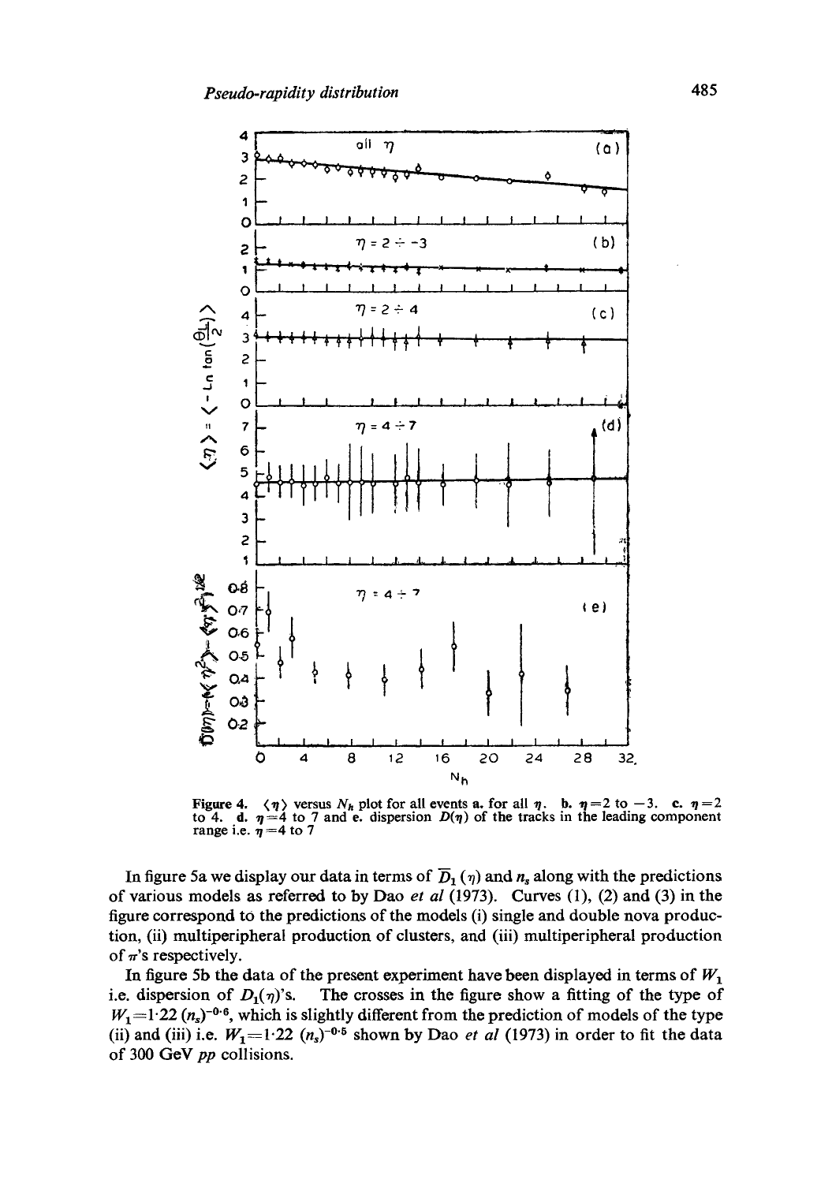**Figure 4.** $\langle \eta \rangle$ versus $N_h$ plot for all events **a.** for all $\eta$. **b.** $\eta = 2$ to $-3$. **c.** $\eta = 2$ to 4. **d.** $\eta = 4$ to 7 and **e.** dispersion $D(\eta)$ of the tracks in the leading component range i.e. $\eta = 4$ to 7

In figure 5a we display our data in terms of $\overline{D}_1(\eta)$ and $n_s$ along with the predictions of various models as referred to by Dao *et al* (1973). Curves (1), (2) and (3) in the figure correspond to the predictions of the models (i) single and double nova production, (ii) multiperipheral production of clusters, and (iii) multiperipheral production of $\pi$'s respectively.

In figure 5b the data of the present experiment have been displayed in terms of $W_1$ i.e. dispersion of $D_1(\eta)$'s. The crosses in the figure show a fitting of the type of $W_1 = 1{\cdot}22\,(n_s)^{-0{\cdot}6}$, which is slightly different from the prediction of models of the type (ii) and (iii) i.e. $W_1 = 1{\cdot}22\,(n_s)^{-0{\cdot}5}$ shown by Dao *et al* (1973) in order to fit the data of 300 GeV *pp* collisions.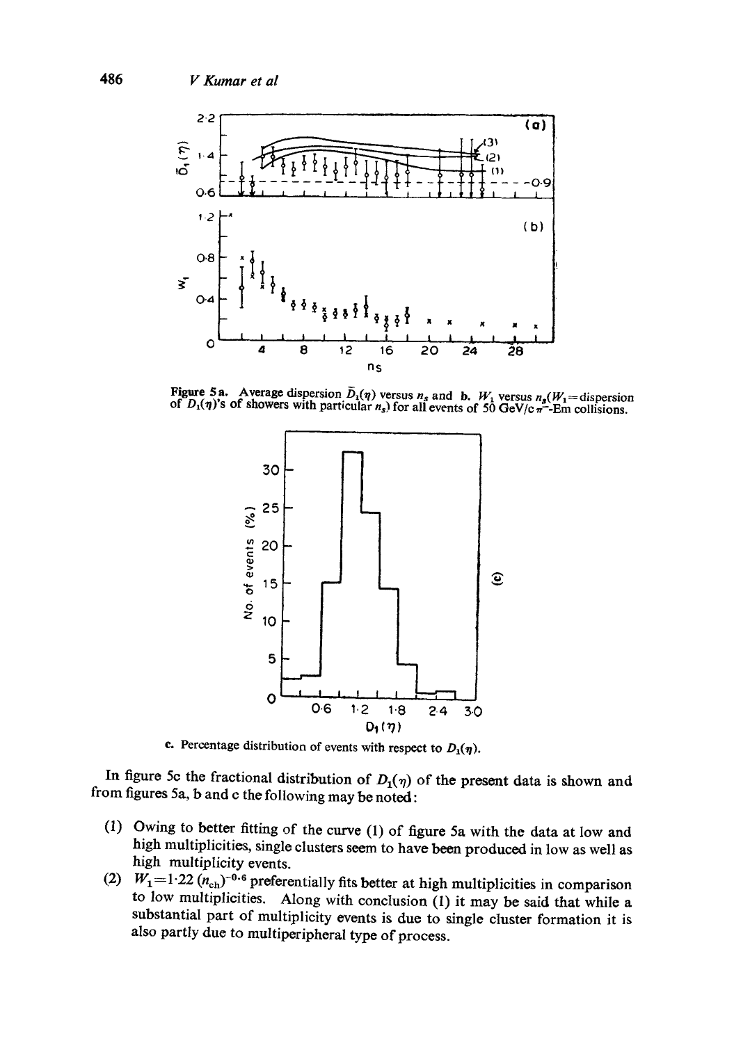Figure 5a. Average dispersion $\bar{D}_1(\eta)$ versus $n_s$ and b. $W_1$ versus $n_s$($W_1$=dispersion of $D_1(\eta)$'s of showers with particular $n_s$) for all events of 50 GeV/c $\pi^-$-Em collisions.

c. Percentage distribution of events with respect to $D_1(\eta)$.

In figure 5c the fractional distribution of $D_1(\eta)$ of the present data is shown and from figures 5a, b and c the following may be noted:

(1) Owing to better fitting of the curve (1) of figure 5a with the data at low and high multiplicities, single clusters seem to have been produced in low as well as high multiplicity events.

(2) $W_1 = 1{\cdot}22\,(n_{ch})^{-0{\cdot}6}$ preferentially fits better at high multiplicities in comparison to low multiplicities. Along with conclusion (1) it may be said that while a substantial part of multiplicity events is due to single cluster formation it is also partly due to multiperipheral type of process.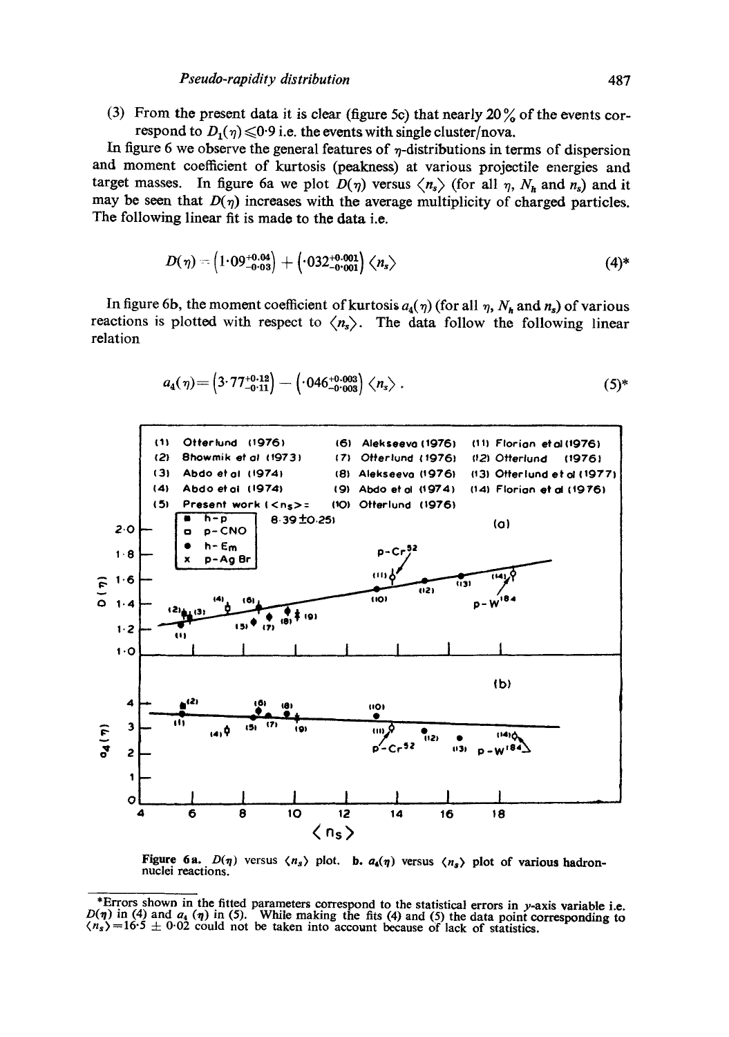(3) From the present data it is clear (figure 5c) that nearly 20% of the events correspond to $D_1(\eta) \leqslant 0.9$ i.e. the events with single cluster/nova.

In figure 6 we observe the general features of $\eta$-distributions in terms of dispersion and moment coefficient of kurtosis (peakness) at various projectile energies and target masses. In figure 6a we plot $D(\eta)$ versus $\langle n_s \rangle$ (for all $\eta$, $N_h$ and $n_s$) and it may be seen that $D(\eta)$ increases with the average multiplicity of charged particles. The following linear fit is made to the data i.e.

$$D(\eta) = \left(1.09^{+0.04}_{-0.03}\right) + \left(.032^{+0.001}_{-0.001}\right) \langle n_s \rangle \tag{4*}$$

In figure 6b, the moment coefficient of kurtosis $a_4(\eta)$ (for all $\eta$, $N_h$ and $n_s$) of various reactions is plotted with respect to $\langle n_s \rangle$. The data follow the following linear relation

$$a_4(\eta) = \left(3.77^{+0.12}_{-0.11}\right) - \left(.046^{+0.003}_{-0.003}\right) \langle n_s \rangle . \tag{5*}$$

Figure 6a. $D(\eta)$ versus $\langle n_s \rangle$ plot. b. $a_4(\eta)$ versus $\langle n_s \rangle$ plot of various hadron-nuclei reactions.

*Errors shown in the fitted parameters correspond to the statistical errors in $y$-axis variable i.e. $D(\eta)$ in (4) and $a_4(\eta)$ in (5). While making the fits (4) and (5) the data point corresponding to $\langle n_s \rangle = 16.5 \pm 0.02$ could not be taken into account because of lack of statistics.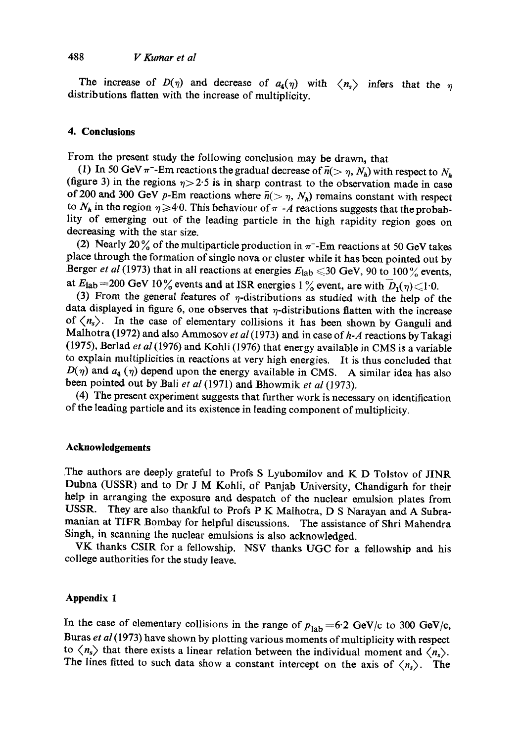The increase of $D(\eta)$ and decrease of $a_4(\eta)$ with $\langle n_s \rangle$ infers that the $\eta$ distributions flatten with the increase of multiplicity.

## 4. Conclusions

From the present study the following conclusion may be drawn, that

(1) In 50 GeV $\pi^-$-Em reactions the gradual decrease of $\bar{n}(>\eta, N_h)$ with respect to $N_h$ (figure 3) in the regions $\eta > 2{\cdot}5$ is in sharp contrast to the observation made in case of 200 and 300 GeV $p$-Em reactions where $\bar{n}(>\eta, N_h)$ remains constant with respect to $N_h$ in the region $\eta \geqslant 4{\cdot}0$. This behaviour of $\pi^-$-$A$ reactions suggests that the probability of emerging out of the leading particle in the high rapidity region goes on decreasing with the star size.

(2) Nearly 20% of the multiparticle production in $\pi^-$-Em reactions at 50 GeV takes place through the formation of single nova or cluster while it has been pointed out by Berger *et al* (1973) that in all reactions at energies $E_{\text{lab}} \leqslant 30$ GeV, 90 to 100% events, at $E_{\text{lab}} = 200$ GeV 10% events and at ISR energies 1% event, are with $\bar{D}_1(\eta) \leqslant 1{\cdot}0$.

(3) From the general features of $\eta$-distributions as studied with the help of the data displayed in figure 6, one observes that $\eta$-distributions flatten with the increase of $\langle n_s \rangle$. In the case of elementary collisions it has been shown by Ganguli and Malhotra (1972) and also Ammosov *et al* (1973) and in case of $h$-$A$ reactions by Takagi (1975), Berlad *et al* (1976) and Kohli (1976) that energy available in CMS is a variable to explain multiplicities in reactions at very high energies. It is thus concluded that $D(\eta)$ and $a_4(\eta)$ depend upon the energy available in CMS. A similar idea has also been pointed out by Bali *et al* (1971) and Bhowmik *et al* (1973).

(4) The present experiment suggests that further work is necessary on identification of the leading particle and its existence in leading component of multiplicity.

### Acknowledgements

The authors are deeply grateful to Profs S Lyubomilov and K D Tolstov of JINR Dubna (USSR) and to Dr J M Kohli, of Panjab University, Chandigarh for their help in arranging the exposure and despatch of the nuclear emulsion plates from USSR. They are also thankful to Profs P K Malhotra, D S Narayan and A Subramanian at TIFR Bombay for helpful discussions. The assistance of Shri Mahendra Singh, in scanning the nuclear emulsions is also acknowledged.

VK thanks CSIR for a fellowship. NSV thanks UGC for a fellowship and his college authorities for the study leave.

### Appendix 1

In the case of elementary collisions in the range of $p_{\text{lab}} = 6{\cdot}2$ GeV/c to 300 GeV/c, Buras *et al* (1973) have shown by plotting various moments of multiplicity with respect to $\langle n_s \rangle$ that there exists a linear relation between the individual moment and $\langle n_s \rangle$. The lines fitted to such data show a constant intercept on the axis of $\langle n_s \rangle$. The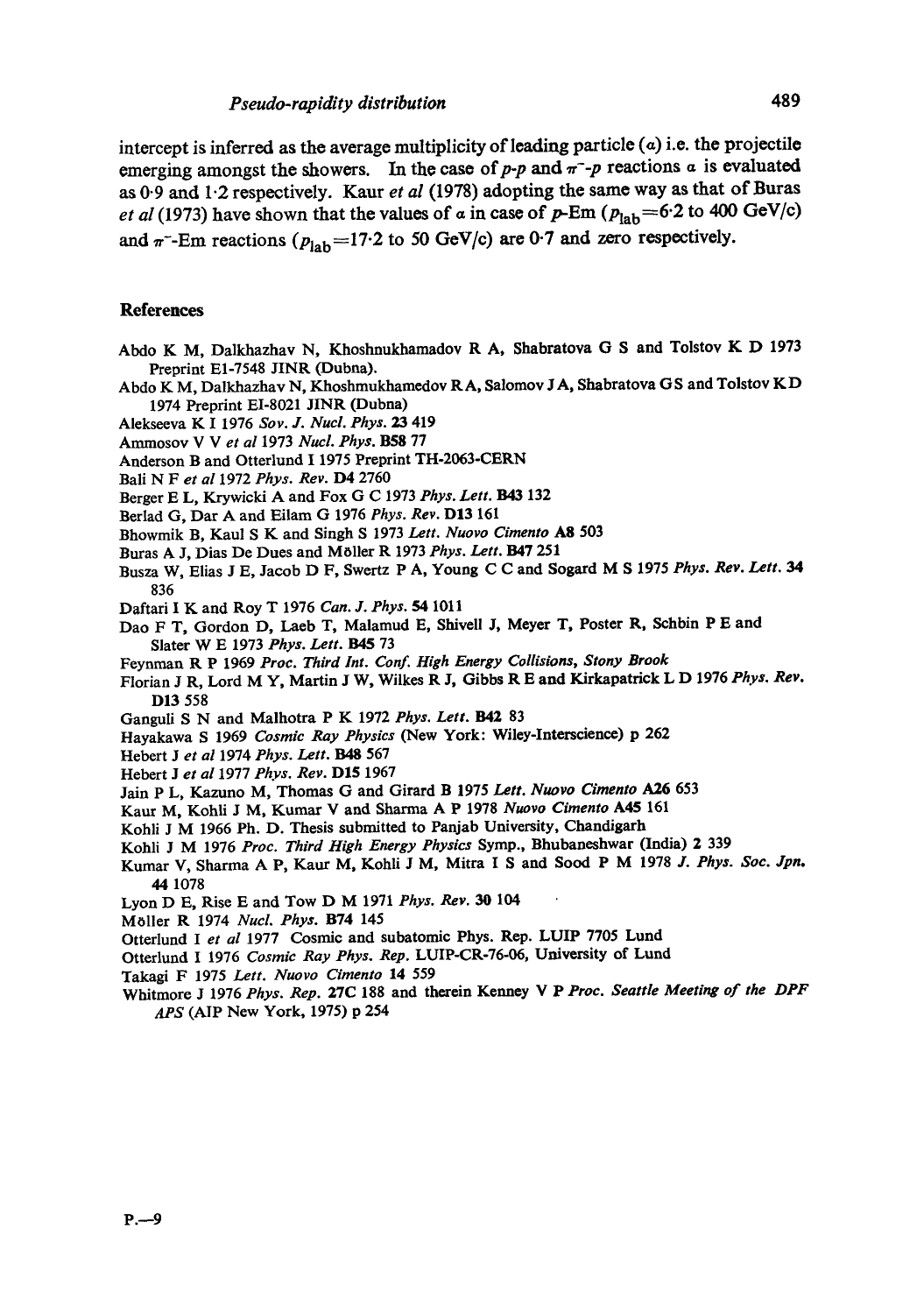intercept is inferred as the average multiplicity of leading particle ($\alpha$) i.e. the projectile emerging amongst the showers. In the case of $p$-$p$ and $\pi^-$-$p$ reactions $\alpha$ is evaluated as 0·9 and 1·2 respectively. Kaur *et al* (1978) adopting the same way as that of Buras *et al* (1973) have shown that the values of $\alpha$ in case of $p$-Em ($p_{\text{lab}}=6{\cdot}2$ to 400 GeV/c) and $\pi^-$-Em reactions ($p_{\text{lab}}=17{\cdot}2$ to 50 GeV/c) are 0·7 and zero respectively.

## References

Abdo K M, Dalkhazhav N, Khoshnukhamadov R A, Shabratova G S and Tolstov K D 1973 Preprint E1-7548 JINR (Dubna).

Abdo K M, Dalkhazhav N, Khoshmukhamedov R A, Salomov J A, Shabratova G S and Tolstov K D 1974 Preprint EI-8021 JINR (Dubna)

Alekseeva K I 1976 *Sov. J. Nucl. Phys.* **23** 419

Ammosov V V *et al* 1973 *Nucl. Phys.* **B58** 77

Anderson B and Otterlund I 1975 Preprint TH-2063-CERN

Bali N F *et al* 1972 *Phys. Rev.* **D4** 2760

Berger E L, Krywicki A and Fox G C 1973 *Phys. Lett.* **B43** 132

Berlad G, Dar A and Eilam G 1976 *Phys. Rev.* **D13** 161

Bhowmik B, Kaul S K and Singh S 1973 *Lett. Nuovo Cimento* **A8** 503

Buras A J, Dias De Dues and Möller R 1973 *Phys. Lett.* **B47** 251

Busza W, Elias J E, Jacob D F, Swertz P A, Young C C and Sogard M S 1975 *Phys. Rev. Lett.* **34** 836

Daftari I K and Roy T 1976 *Can. J. Phys.* **54** 1011

Dao F T, Gordon D, Laeb T, Malamud E, Shivell J, Meyer T, Poster R, Schbin P E and Slater W E 1973 *Phys. Lett.* **B45** 73

Feynman R P 1969 *Proc. Third Int. Conf. High Energy Collisions, Stony Brook*

Florian J R, Lord M Y, Martin J W, Wilkes R J, Gibbs R E and Kirkapatrick L D 1976 *Phys. Rev.* **D13** 558

Ganguli S N and Malhotra P K 1972 *Phys. Lett.* **B42** 83

Hayakawa S 1969 *Cosmic Ray Physics* (New York: Wiley-Interscience) p 262

Hebert J *et al* 1974 *Phys. Lett.* **B48** 567

Hebert J *et al* 1977 *Phys. Rev.* **D15** 1967

Jain P L, Kazuno M, Thomas G and Girard B 1975 *Lett. Nuovo Cimento* **A26** 653

Kaur M, Kohli J M, Kumar V and Sharma A P 1978 *Nuovo Cimento* **A45** 161

Kohli J M 1966 Ph. D. Thesis submitted to Panjab University, Chandigarh

Kohli J M 1976 *Proc. Third High Energy Physics* Symp., Bhubaneshwar (India) **2** 339

Kumar V, Sharma A P, Kaur M, Kohli J M, Mitra I S and Sood P M 1978 *J. Phys. Soc. Jpn.* **44** 1078

Lyon D E, Rise E and Tow D M 1971 *Phys. Rev.* **30** 104

Möller R 1974 *Nucl. Phys.* **B74** 145

Otterlund I *et al* 1977 Cosmic and subatomic Phys. Rep. LUIP 7705 Lund

Otterlund I 1976 *Cosmic Ray Phys. Rep.* LUIP-CR-76-06, University of Lund

Takagi F 1975 *Lett. Nuovo Cimento* **14** 559

Whitmore J 1976 *Phys. Rep.* **27C** 188 and therein Kenney V P *Proc. Seattle Meeting of the DPF APS* (AIP New York, 1975) p 254